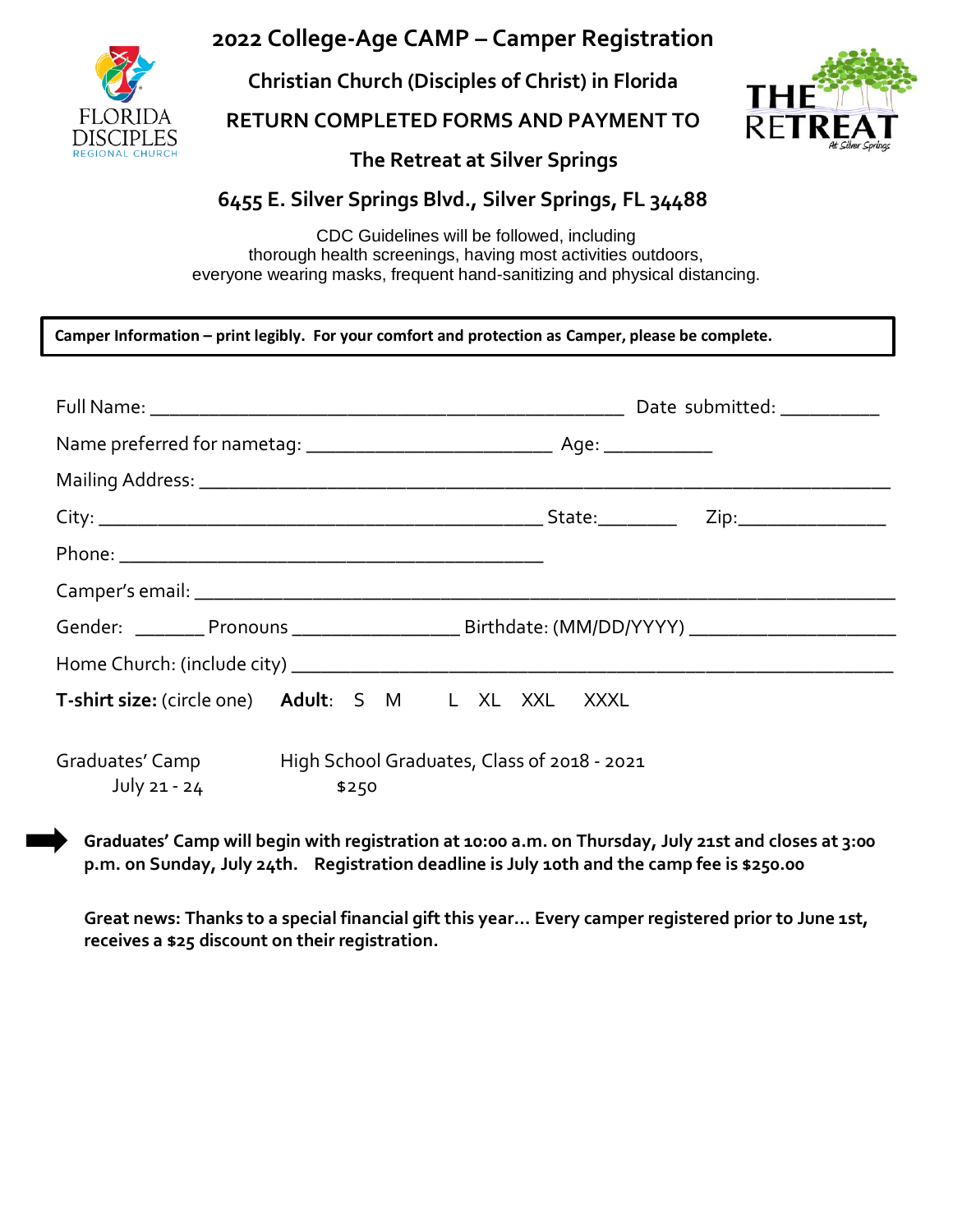# 2022 College-Age CAMP – Camper Registration

**Christian Church (Disciples of Christ) in Florida**

**RETURN COMPLETED FORMS AND PAYMENT TO**

**The Retreat at Silver Springs**

**6455 E. Silver Springs Blvd., Silver Springs, FL 34488**

CDC Guidelines will be followed, including
thorough health screenings, having most activities outdoors,
everyone wearing masks, frequent hand-sanitizing and physical distancing.

**Camper Information – print legibly. For your comfort and protection as Camper, please be complete.**

Full Name: _______________________________________________ Date submitted: __________

Name preferred for nametag: ________________________ Age: ___________

Mailing Address: ______________________________________________________________________

City: ____________________________________________ State:________ Zip:_______________

Phone: __________________________________________

Camper's email: _______________________________________________________________________

Gender: _______ Pronouns _________________ Birthdate: (MM/DD/YYYY) ____________________

Home Church: (include city) ___________________________________________________________

**T-shirt size:** (circle one) **Adult**: S M L XL XXL XXXL

Graduates' Camp July 21 - 24 — High School Graduates, Class of 2018 - 2021 — $250

**Graduates' Camp will begin with registration at 10:00 a.m. on Thursday, July 21st and closes at 3:00 p.m. on Sunday, July 24th. Registration deadline is July 10th and the camp fee is $250.00**

**Great news: Thanks to a special financial gift this year… Every camper registered prior to June 1st, receives a $25 discount on their registration.**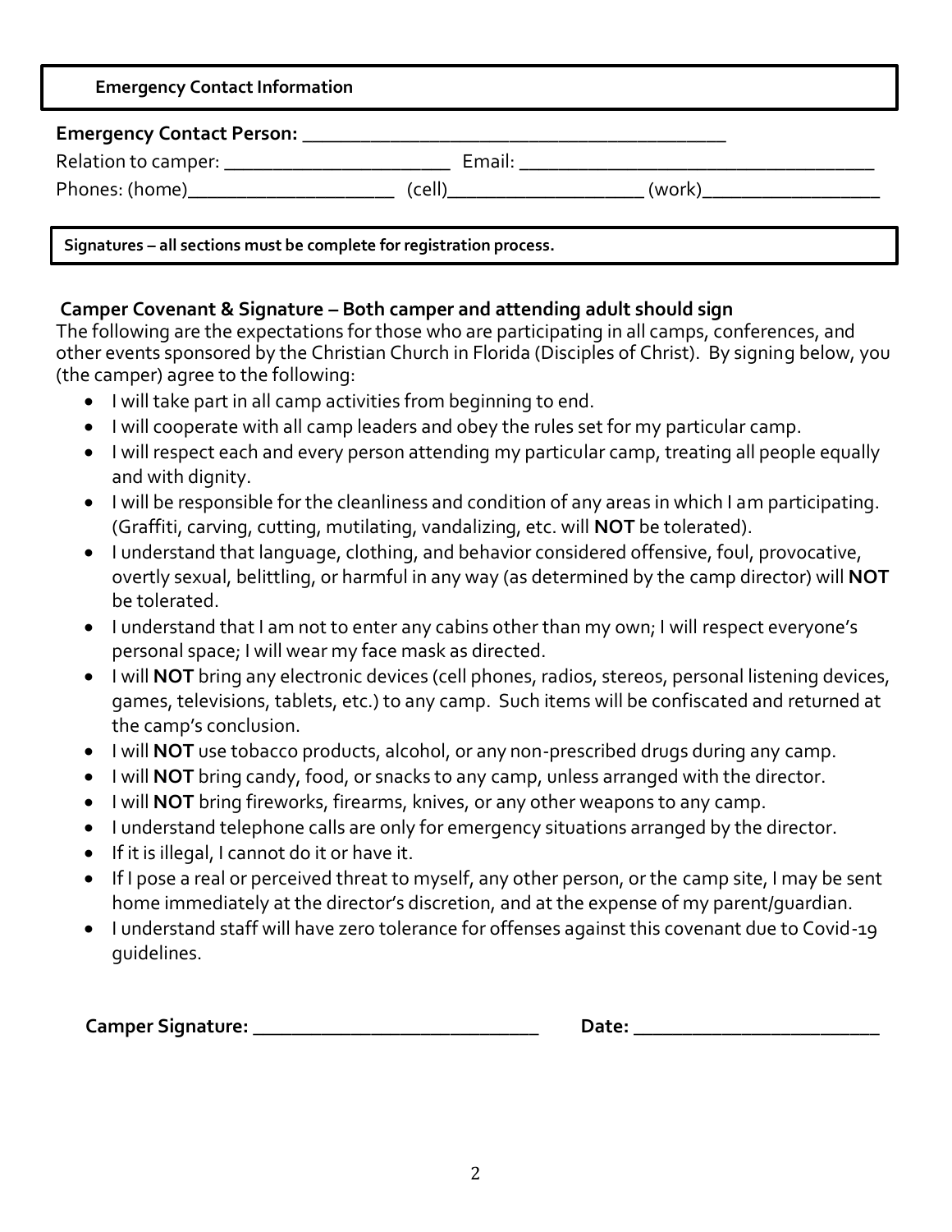**Emergency Contact Information**

**Emergency Contact Person:** ___________________________________________

Relation to camper: ______________________ Email: ___________________________________

Phones: (home)____________________ (cell)___________________ (work)_________________

**Signatures – all sections must be complete for registration process.**

### Camper Covenant & Signature – Both camper and attending adult should sign

The following are the expectations for those who are participating in all camps, conferences, and other events sponsored by the Christian Church in Florida (Disciples of Christ). By signing below, you (the camper) agree to the following:

- I will take part in all camp activities from beginning to end.
- I will cooperate with all camp leaders and obey the rules set for my particular camp.
- I will respect each and every person attending my particular camp, treating all people equally and with dignity.
- I will be responsible for the cleanliness and condition of any areas in which I am participating. (Graffiti, carving, cutting, mutilating, vandalizing, etc. will **NOT** be tolerated).
- I understand that language, clothing, and behavior considered offensive, foul, provocative, overtly sexual, belittling, or harmful in any way (as determined by the camp director) will **NOT** be tolerated.
- I understand that I am not to enter any cabins other than my own; I will respect everyone's personal space; I will wear my face mask as directed.
- I will **NOT** bring any electronic devices (cell phones, radios, stereos, personal listening devices, games, televisions, tablets, etc.) to any camp. Such items will be confiscated and returned at the camp's conclusion.
- I will **NOT** use tobacco products, alcohol, or any non-prescribed drugs during any camp.
- I will **NOT** bring candy, food, or snacks to any camp, unless arranged with the director.
- I will **NOT** bring fireworks, firearms, knives, or any other weapons to any camp.
- I understand telephone calls are only for emergency situations arranged by the director.
- If it is illegal, I cannot do it or have it.
- If I pose a real or perceived threat to myself, any other person, or the camp site, I may be sent home immediately at the director's discretion, and at the expense of my parent/guardian.
- I understand staff will have zero tolerance for offenses against this covenant due to Covid-19 guidelines.

**Camper Signature:** ____________________________ **Date:** ________________________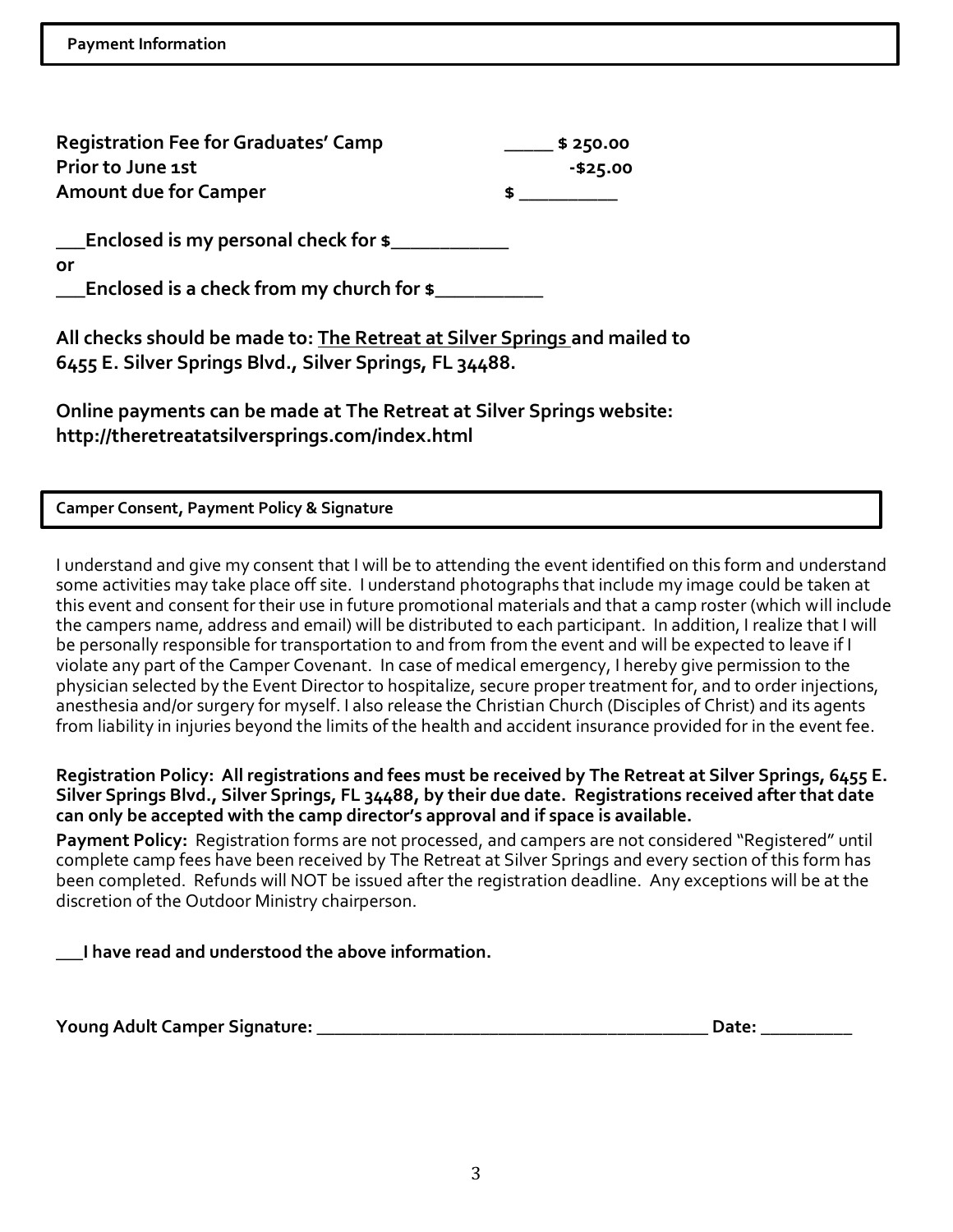## Payment Information

**Registration Fee for Graduates' Camp** _____ **$ 250.00**
**Prior to June 1st** **-$25.00**
**Amount due for Camper** **$ __________**

**___Enclosed is my personal check for $___________**
**or**
**___Enclosed is a check from my church for $__________**

**All checks should be made to: <u>The Retreat at Silver Springs</u> and mailed to 6455 E. Silver Springs Blvd., Silver Springs, FL 34488.**

**Online payments can be made at The Retreat at Silver Springs website: http://theretreatatsilversprings.com/index.html**

## Camper Consent, Payment Policy & Signature

I understand and give my consent that I will be to attending the event identified on this form and understand some activities may take place off site. I understand photographs that include my image could be taken at this event and consent for their use in future promotional materials and that a camp roster (which will include the campers name, address and email) will be distributed to each participant. In addition, I realize that I will be personally responsible for transportation to and from from the event and will be expected to leave if I violate any part of the Camper Covenant. In case of medical emergency, I hereby give permission to the physician selected by the Event Director to hospitalize, secure proper treatment for, and to order injections, anesthesia and/or surgery for myself. I also release the Christian Church (Disciples of Christ) and its agents from liability in injuries beyond the limits of the health and accident insurance provided for in the event fee.

**Registration Policy: All registrations and fees must be received by The Retreat at Silver Springs, 6455 E. Silver Springs Blvd., Silver Springs, FL 34488, by their due date. Registrations received after that date can only be accepted with the camp director's approval and if space is available.**

**Payment Policy:** Registration forms are not processed, and campers are not considered "Registered" until complete camp fees have been received by The Retreat at Silver Springs and every section of this form has been completed. Refunds will NOT be issued after the registration deadline. Any exceptions will be at the discretion of the Outdoor Ministry chairperson.

**___I have read and understood the above information.**

**Young Adult Camper Signature: ________________________________________ Date: __________**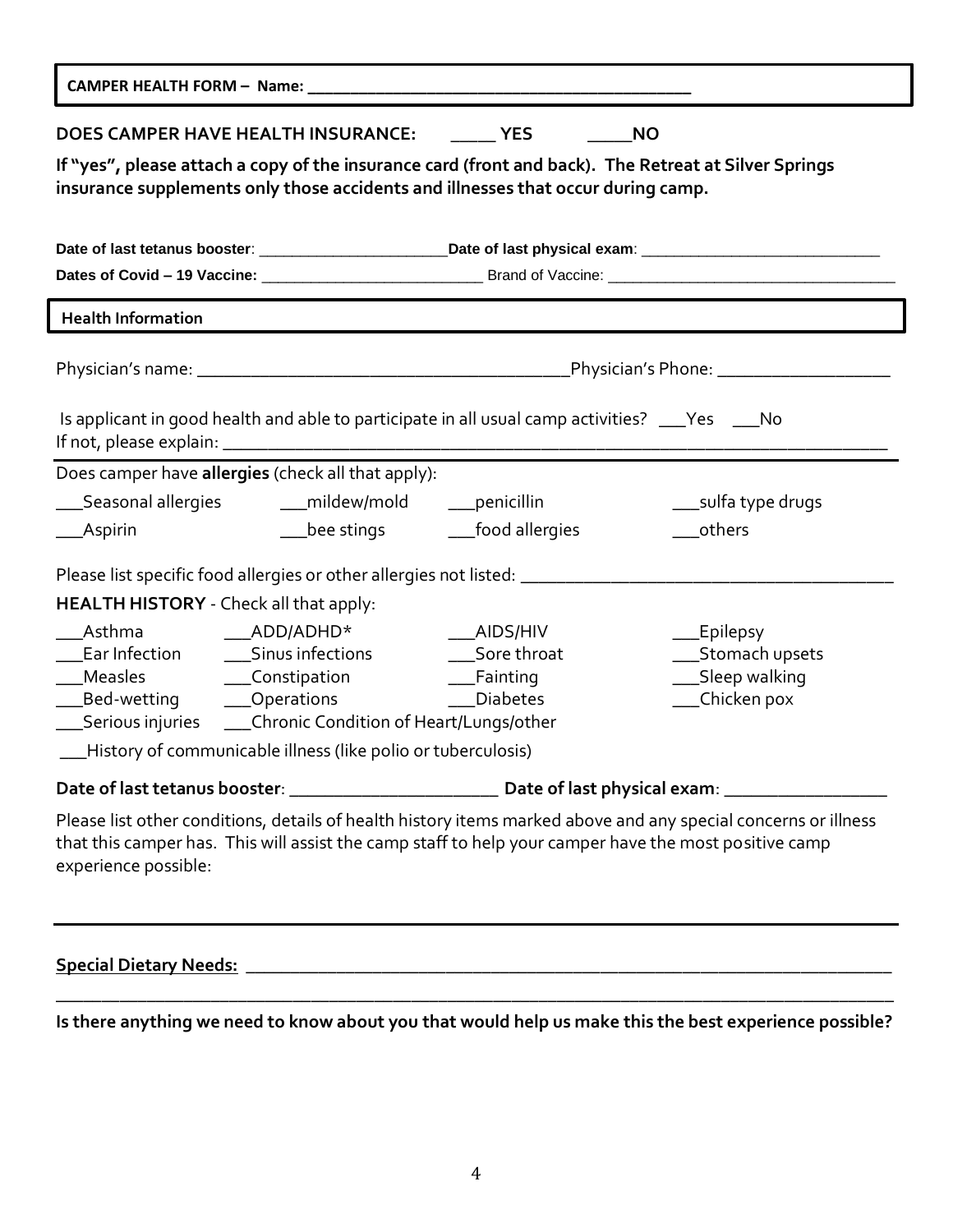**CAMPER HEALTH FORM – Name: ___________________________________________**

**DOES CAMPER HAVE HEALTH INSURANCE: _____ YES _____NO**

**If "yes", please attach a copy of the insurance card (front and back). The Retreat at Silver Springs insurance supplements only those accidents and illnesses that occur during camp.**

**Date of last tetanus booster**: _______________________ **Date of last physical exam**: _____________________________

**Dates of Covid – 19 Vaccine:** ___________________________ Brand of Vaccine: ___________________________________

**Health Information**

Physician's name: ________________________________________ Physician's Phone: ___________________

Is applicant in good health and able to participate in all usual camp activities? ___Yes ___No
If not, please explain: ___________________________________________________________________________

Does camper have **allergies** (check all that apply):

___Seasonal allergies ___mildew/mold ___penicillin ___sulfa type drugs
___Aspirin ___bee stings ___food allergies ___others

Please list specific food allergies or other allergies not listed: ________________________________________

**HEALTH HISTORY** - Check all that apply:

___Asthma ___ADD/ADHD* ___AIDS/HIV ___Epilepsy
___Ear Infection ___Sinus infections ___Sore throat ___Stomach upsets
___Measles ___Constipation ___Fainting ___Sleep walking
___Bed-wetting ___Operations ___Diabetes ___Chicken pox
___Serious injuries ___Chronic Condition of Heart/Lungs/other
___History of communicable illness (like polio or tuberculosis)

**Date of last tetanus booster**: _______________________ **Date of last physical exam**: __________________

Please list other conditions, details of health history items marked above and any special concerns or illness that this camper has. This will assist the camp staff to help your camper have the most positive camp experience possible:

**Special Dietary Needs:** ___________________________________________________________________________

______________________________________________________________________________________________

**Is there anything we need to know about you that would help us make this the best experience possible?**